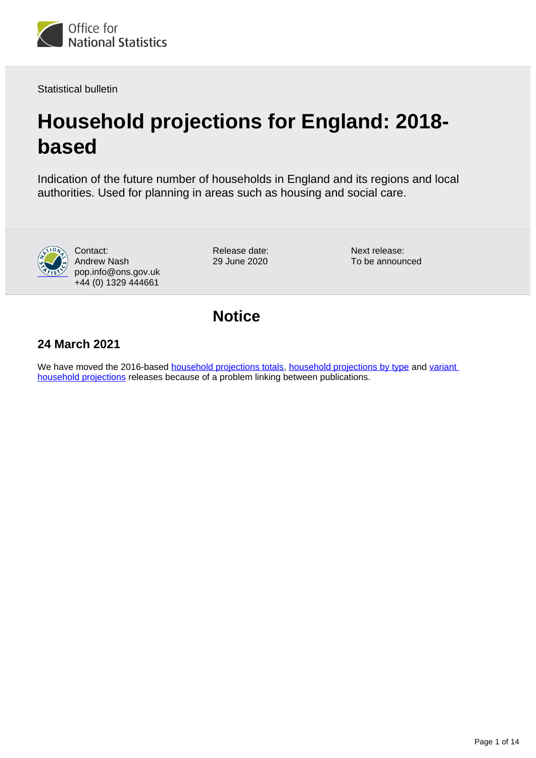Statistical bulletin

# Household projections for England: 2018-based

Indication of the future number of households in England and its regions and local authorities. Used for planning in areas such as housing and social care.

Contact:
Andrew Nash
pop.info@ons.gov.uk
+44 (0) 1329 444661

Release date:
29 June 2020

Next release:
To be announced

## Notice

### 24 March 2021

We have moved the 2016-based household projections totals, household projections by type and variant household projections releases because of a problem linking between publications.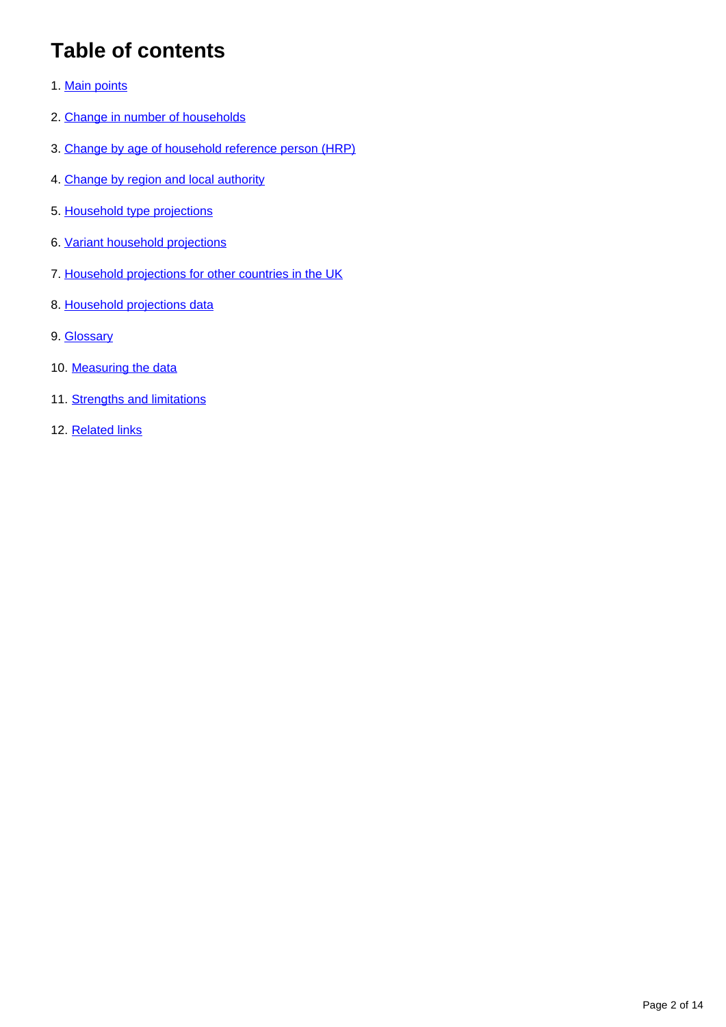# Table of contents

1. Main points
2. Change in number of households
3. Change by age of household reference person (HRP)
4. Change by region and local authority
5. Household type projections
6. Variant household projections
7. Household projections for other countries in the UK
8. Household projections data
9. Glossary
10. Measuring the data
11. Strengths and limitations
12. Related links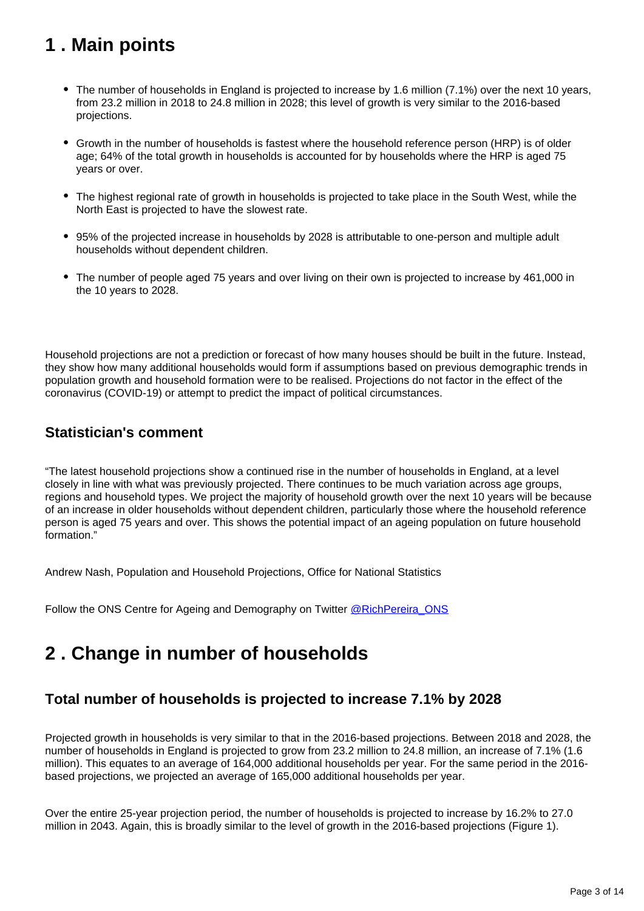# 1 . Main points

- The number of households in England is projected to increase by 1.6 million (7.1%) over the next 10 years, from 23.2 million in 2018 to 24.8 million in 2028; this level of growth is very similar to the 2016-based projections.
- Growth in the number of households is fastest where the household reference person (HRP) is of older age; 64% of the total growth in households is accounted for by households where the HRP is aged 75 years or over.
- The highest regional rate of growth in households is projected to take place in the South West, while the North East is projected to have the slowest rate.
- 95% of the projected increase in households by 2028 is attributable to one-person and multiple adult households without dependent children.
- The number of people aged 75 years and over living on their own is projected to increase by 461,000 in the 10 years to 2028.

Household projections are not a prediction or forecast of how many houses should be built in the future. Instead, they show how many additional households would form if assumptions based on previous demographic trends in population growth and household formation were to be realised. Projections do not factor in the effect of the coronavirus (COVID-19) or attempt to predict the impact of political circumstances.

## Statistician's comment

“The latest household projections show a continued rise in the number of households in England, at a level closely in line with what was previously projected. There continues to be much variation across age groups, regions and household types. We project the majority of household growth over the next 10 years will be because of an increase in older households without dependent children, particularly those where the household reference person is aged 75 years and over. This shows the potential impact of an ageing population on future household formation.”

Andrew Nash, Population and Household Projections, Office for National Statistics

Follow the ONS Centre for Ageing and Demography on Twitter [@RichPereira_ONS](https://twitter.com/RichPereira_ONS)

# 2 . Change in number of households

## Total number of households is projected to increase 7.1% by 2028

Projected growth in households is very similar to that in the 2016-based projections. Between 2018 and 2028, the number of households in England is projected to grow from 23.2 million to 24.8 million, an increase of 7.1% (1.6 million). This equates to an average of 164,000 additional households per year. For the same period in the 2016-based projections, we projected an average of 165,000 additional households per year.

Over the entire 25-year projection period, the number of households is projected to increase by 16.2% to 27.0 million in 2043. Again, this is broadly similar to the level of growth in the 2016-based projections (Figure 1).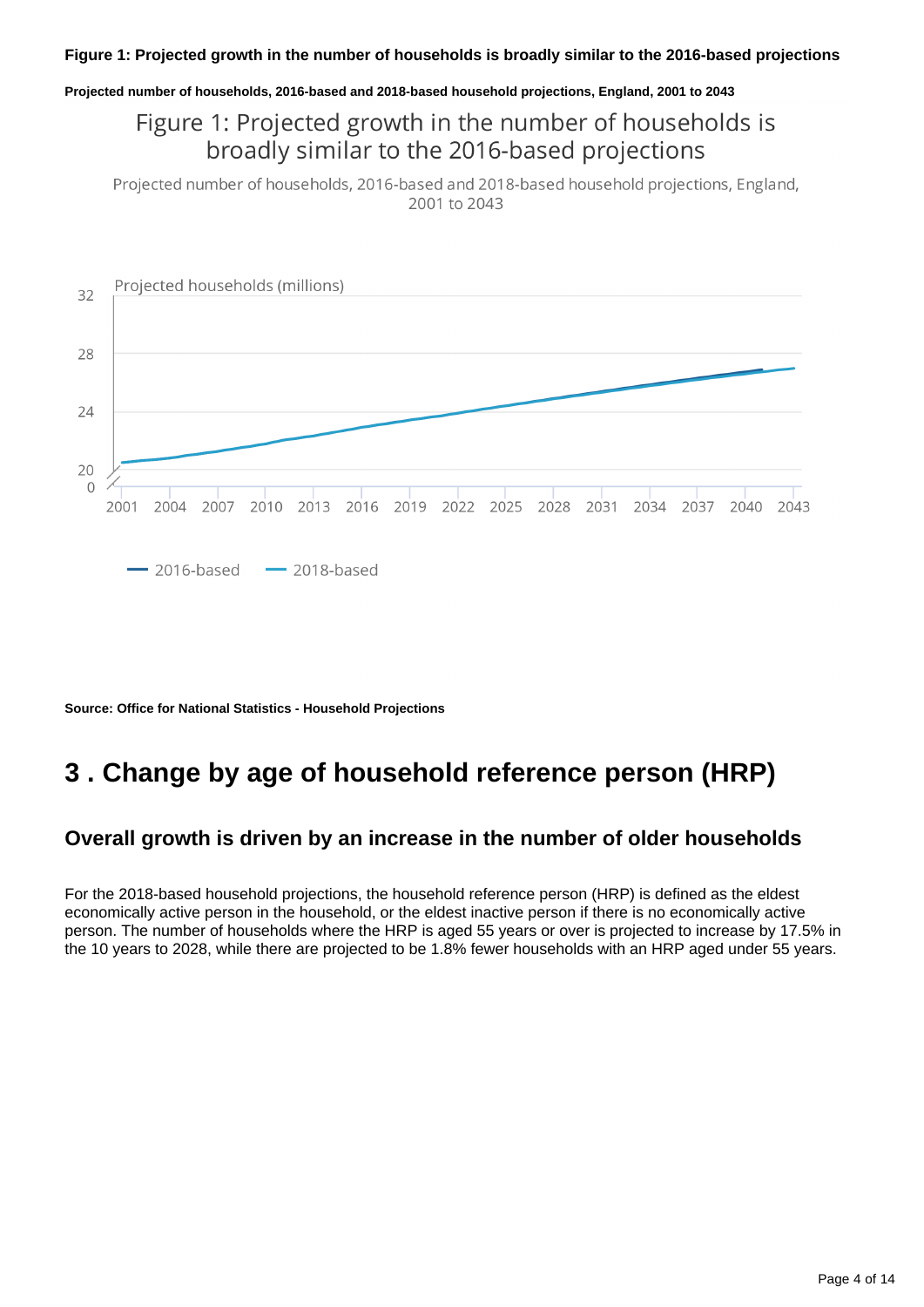**Figure 1: Projected growth in the number of households is broadly similar to the 2016-based projections**

**Projected number of households, 2016-based and 2018-based household projections, England, 2001 to 2043**

Figure 1: Projected growth in the number of households is broadly similar to the 2016-based projections

Projected number of households, 2016-based and 2018-based household projections, England, 2001 to 2043

**Source: Office for National Statistics - Household Projections**

# 3 . Change by age of household reference person (HRP)

## Overall growth is driven by an increase in the number of older households

For the 2018-based household projections, the household reference person (HRP) is defined as the eldest economically active person in the household, or the eldest inactive person if there is no economically active person. The number of households where the HRP is aged 55 years or over is projected to increase by 17.5% in the 10 years to 2028, while there are projected to be 1.8% fewer households with an HRP aged under 55 years.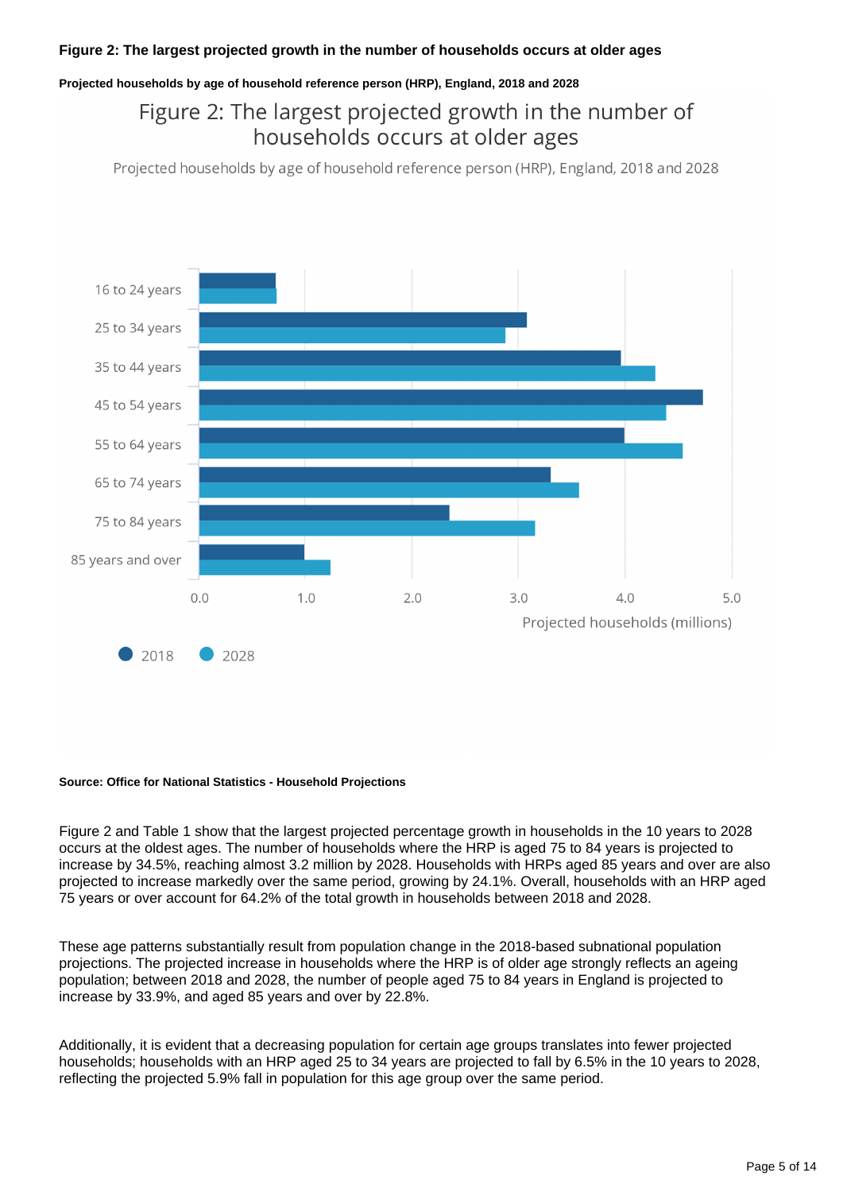**Figure 2: The largest projected growth in the number of households occurs at older ages**

**Projected households by age of household reference person (HRP), England, 2018 and 2028**

**Source: Office for National Statistics - Household Projections**

Figure 2 and Table 1 show that the largest projected percentage growth in households in the 10 years to 2028 occurs at the oldest ages. The number of households where the HRP is aged 75 to 84 years is projected to increase by 34.5%, reaching almost 3.2 million by 2028. Households with HRPs aged 85 years and over are also projected to increase markedly over the same period, growing by 24.1%. Overall, households with an HRP aged 75 years or over account for 64.2% of the total growth in households between 2018 and 2028.

These age patterns substantially result from population change in the 2018-based subnational population projections. The projected increase in households where the HRP is of older age strongly reflects an ageing population; between 2018 and 2028, the number of people aged 75 to 84 years in England is projected to increase by 33.9%, and aged 85 years and over by 22.8%.

Additionally, it is evident that a decreasing population for certain age groups translates into fewer projected households; households with an HRP aged 25 to 34 years are projected to fall by 6.5% in the 10 years to 2028, reflecting the projected 5.9% fall in population for this age group over the same period.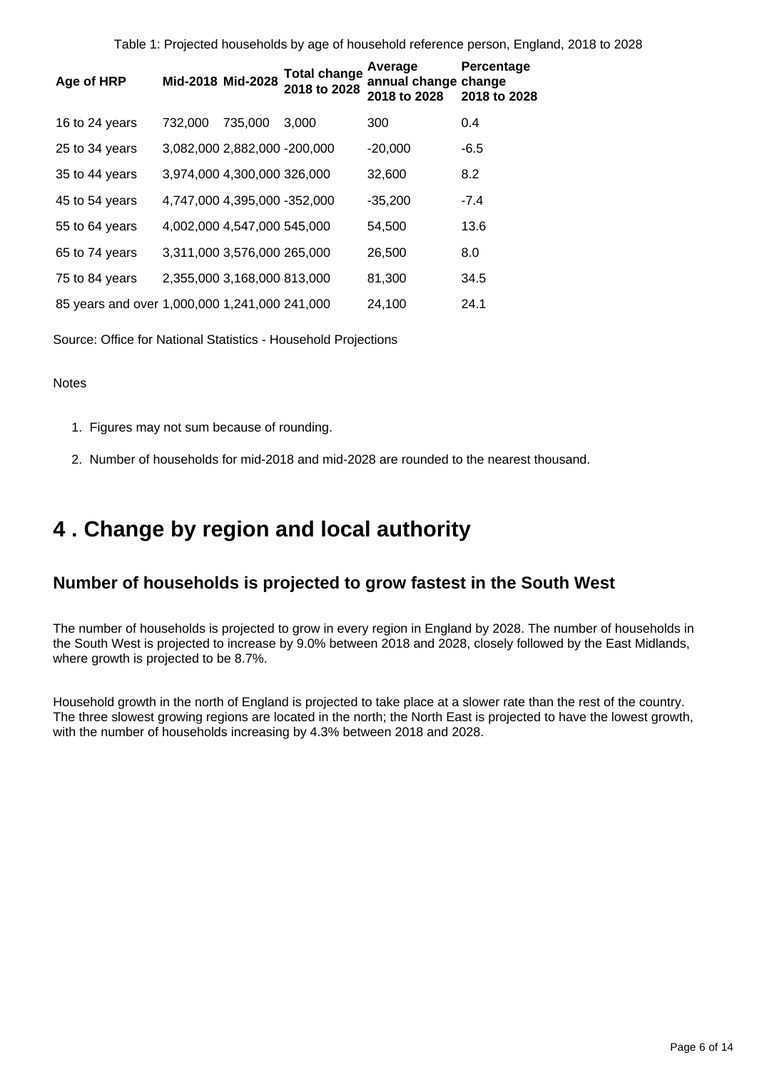Table 1: Projected households by age of household reference person, England, 2018 to 2028

| Age of HRP | Mid-2018 | Mid-2028 | Total change 2018 to 2028 | Average annual change 2018 to 2028 | Percentage change 2018 to 2028 |
|---|---|---|---|---|---|
| 16 to 24 years | 732,000 | 735,000 | 3,000 | 300 | 0.4 |
| 25 to 34 years | 3,082,000 | 2,882,000 | -200,000 | -20,000 | -6.5 |
| 35 to 44 years | 3,974,000 | 4,300,000 | 326,000 | 32,600 | 8.2 |
| 45 to 54 years | 4,747,000 | 4,395,000 | -352,000 | -35,200 | -7.4 |
| 55 to 64 years | 4,002,000 | 4,547,000 | 545,000 | 54,500 | 13.6 |
| 65 to 74 years | 3,311,000 | 3,576,000 | 265,000 | 26,500 | 8.0 |
| 75 to 84 years | 2,355,000 | 3,168,000 | 813,000 | 81,300 | 34.5 |
| 85 years and over | 1,000,000 | 1,241,000 | 241,000 | 24,100 | 24.1 |

Source: Office for National Statistics - Household Projections

Notes

1. Figures may not sum because of rounding.
2. Number of households for mid-2018 and mid-2028 are rounded to the nearest thousand.

## 4 . Change by region and local authority

### Number of households is projected to grow fastest in the South West

The number of households is projected to grow in every region in England by 2028. The number of households in the South West is projected to increase by 9.0% between 2018 and 2028, closely followed by the East Midlands, where growth is projected to be 8.7%.

Household growth in the north of England is projected to take place at a slower rate than the rest of the country. The three slowest growing regions are located in the north; the North East is projected to have the lowest growth, with the number of households increasing by 4.3% between 2018 and 2028.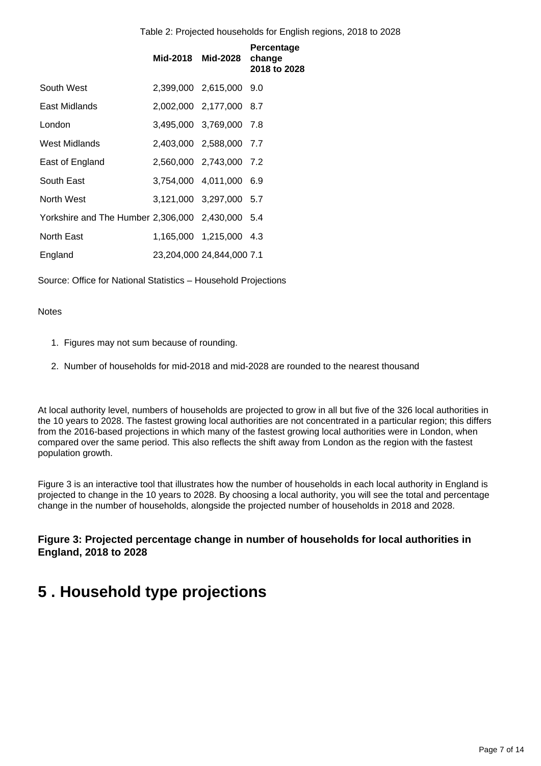Table 2: Projected households for English regions, 2018 to 2028

| | Mid-2018 | Mid-2028 | Percentage change 2018 to 2028 |
|---|---|---|---|
| South West | 2,399,000 | 2,615,000 | 9.0 |
| East Midlands | 2,002,000 | 2,177,000 | 8.7 |
| London | 3,495,000 | 3,769,000 | 7.8 |
| West Midlands | 2,403,000 | 2,588,000 | 7.7 |
| East of England | 2,560,000 | 2,743,000 | 7.2 |
| South East | 3,754,000 | 4,011,000 | 6.9 |
| North West | 3,121,000 | 3,297,000 | 5.7 |
| Yorkshire and The Humber | 2,306,000 | 2,430,000 | 5.4 |
| North East | 1,165,000 | 1,215,000 | 4.3 |
| England | 23,204,000 | 24,844,000 | 7.1 |

Source: Office for National Statistics – Household Projections

Notes

1. Figures may not sum because of rounding.
2. Number of households for mid-2018 and mid-2028 are rounded to the nearest thousand

At local authority level, numbers of households are projected to grow in all but five of the 326 local authorities in the 10 years to 2028. The fastest growing local authorities are not concentrated in a particular region; this differs from the 2016-based projections in which many of the fastest growing local authorities were in London, when compared over the same period. This also reflects the shift away from London as the region with the fastest population growth.

Figure 3 is an interactive tool that illustrates how the number of households in each local authority in England is projected to change in the 10 years to 2028. By choosing a local authority, you will see the total and percentage change in the number of households, alongside the projected number of households in 2018 and 2028.

### Figure 3: Projected percentage change in number of households for local authorities in England, 2018 to 2028

## 5 . Household type projections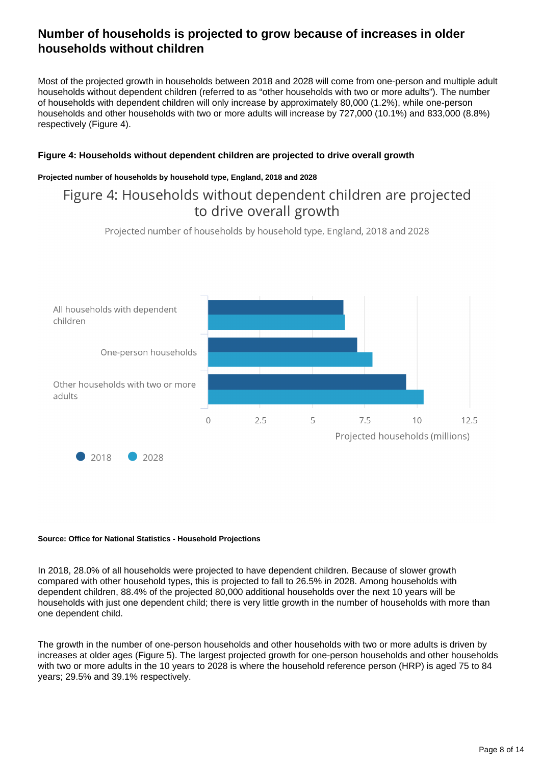## Number of households is projected to grow because of increases in older households without children

Most of the projected growth in households between 2018 and 2028 will come from one-person and multiple adult households without dependent children (referred to as "other households with two or more adults"). The number of households with dependent children will only increase by approximately 80,000 (1.2%), while one-person households and other households with two or more adults will increase by 727,000 (10.1%) and 833,000 (8.8%) respectively (Figure 4).

#### Figure 4: Households without dependent children are projected to drive overall growth

**Projected number of households by household type, England, 2018 and 2028**

Figure 4: Households without dependent children are projected to drive overall growth

Projected number of households by household type, England, 2018 and 2028

All households with dependent children

One-person households

Other households with two or more adults

0 2.5 5 7.5 10 12.5

Projected households (millions)

2018 2028

**Source: Office for National Statistics - Household Projections**

In 2018, 28.0% of all households were projected to have dependent children. Because of slower growth compared with other household types, this is projected to fall to 26.5% in 2028. Among households with dependent children, 88.4% of the projected 80,000 additional households over the next 10 years will be households with just one dependent child; there is very little growth in the number of households with more than one dependent child.

The growth in the number of one-person households and other households with two or more adults is driven by increases at older ages (Figure 5). The largest projected growth for one-person households and other households with two or more adults in the 10 years to 2028 is where the household reference person (HRP) is aged 75 to 84 years; 29.5% and 39.1% respectively.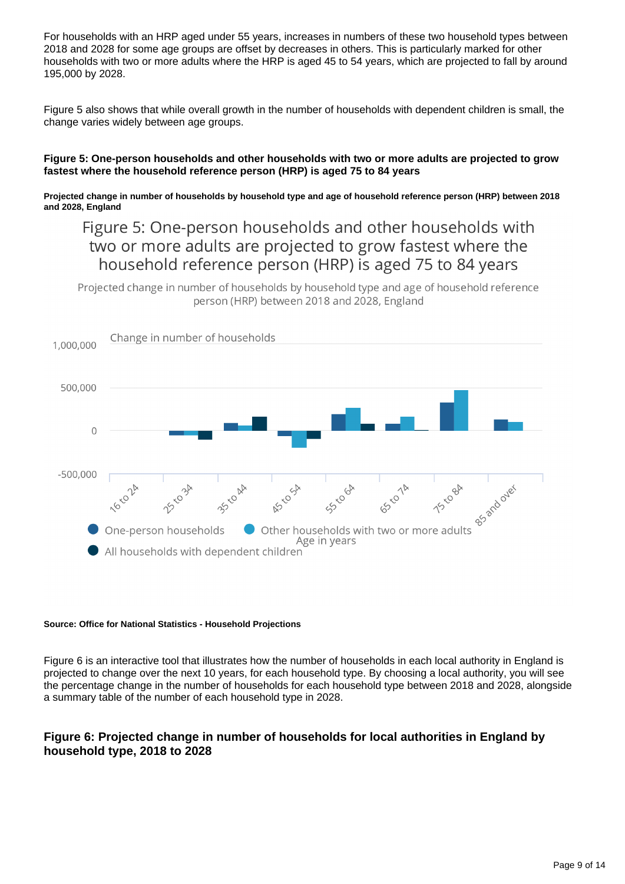For households with an HRP aged under 55 years, increases in numbers of these two household types between 2018 and 2028 for some age groups are offset by decreases in others. This is particularly marked for other households with two or more adults where the HRP is aged 45 to 54 years, which are projected to fall by around 195,000 by 2028.

Figure 5 also shows that while overall growth in the number of households with dependent children is small, the change varies widely between age groups.

**Figure 5: One-person households and other households with two or more adults are projected to grow fastest where the household reference person (HRP) is aged 75 to 84 years**

**Projected change in number of households by household type and age of household reference person (HRP) between 2018 and 2028, England**

Figure 5: One-person households and other households with two or more adults are projected to grow fastest where the household reference person (HRP) is aged 75 to 84 years

Projected change in number of households by household type and age of household reference person (HRP) between 2018 and 2028, England

Change in number of households

1,000,000

500,000

0

-500,000

16 to 24, 25 to 34, 35 to 44, 45 to 54, 55 to 64, 65 to 74, 75 to 84, 85 and over

Age in years

One-person households | Other households with two or more adults | All households with dependent children

**Source: Office for National Statistics - Household Projections**

Figure 6 is an interactive tool that illustrates how the number of households in each local authority in England is projected to change over the next 10 years, for each household type. By choosing a local authority, you will see the percentage change in the number of households for each household type between 2018 and 2028, alongside a summary table of the number of each household type in 2028.

### Figure 6: Projected change in number of households for local authorities in England by household type, 2018 to 2028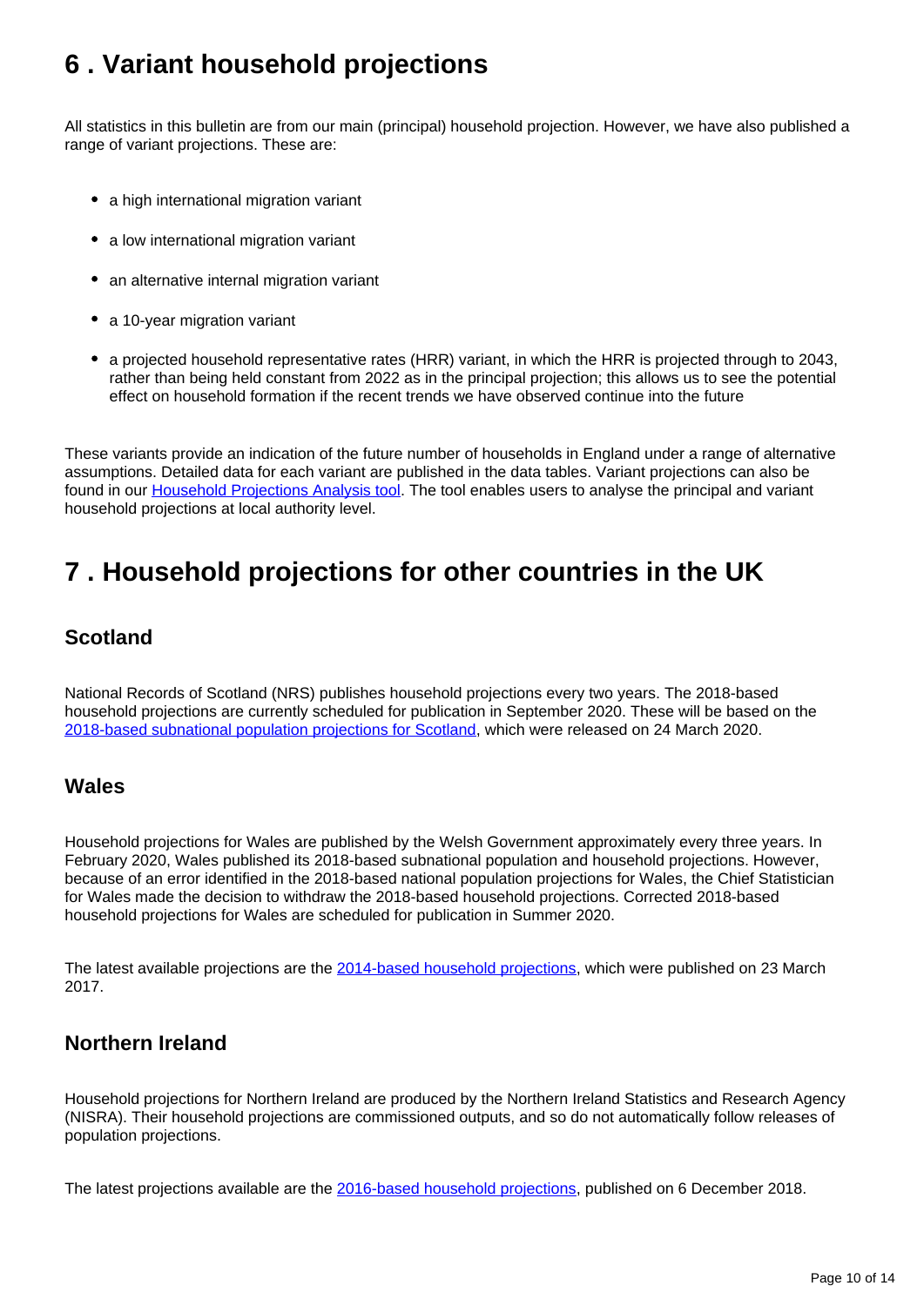## 6 . Variant household projections

All statistics in this bulletin are from our main (principal) household projection. However, we have also published a range of variant projections. These are:

- a high international migration variant
- a low international migration variant
- an alternative internal migration variant
- a 10-year migration variant
- a projected household representative rates (HRR) variant, in which the HRR is projected through to 2043, rather than being held constant from 2022 as in the principal projection; this allows us to see the potential effect on household formation if the recent trends we have observed continue into the future

These variants provide an indication of the future number of households in England under a range of alternative assumptions. Detailed data for each variant are published in the data tables. Variant projections can also be found in our Household Projections Analysis tool. The tool enables users to analyse the principal and variant household projections at local authority level.

## 7 . Household projections for other countries in the UK

### Scotland

National Records of Scotland (NRS) publishes household projections every two years. The 2018-based household projections are currently scheduled for publication in September 2020. These will be based on the 2018-based subnational population projections for Scotland, which were released on 24 March 2020.

### Wales

Household projections for Wales are published by the Welsh Government approximately every three years. In February 2020, Wales published its 2018-based subnational population and household projections. However, because of an error identified in the 2018-based national population projections for Wales, the Chief Statistician for Wales made the decision to withdraw the 2018-based household projections. Corrected 2018-based household projections for Wales are scheduled for publication in Summer 2020.

The latest available projections are the 2014-based household projections, which were published on 23 March 2017.

### Northern Ireland

Household projections for Northern Ireland are produced by the Northern Ireland Statistics and Research Agency (NISRA). Their household projections are commissioned outputs, and so do not automatically follow releases of population projections.

The latest projections available are the 2016-based household projections, published on 6 December 2018.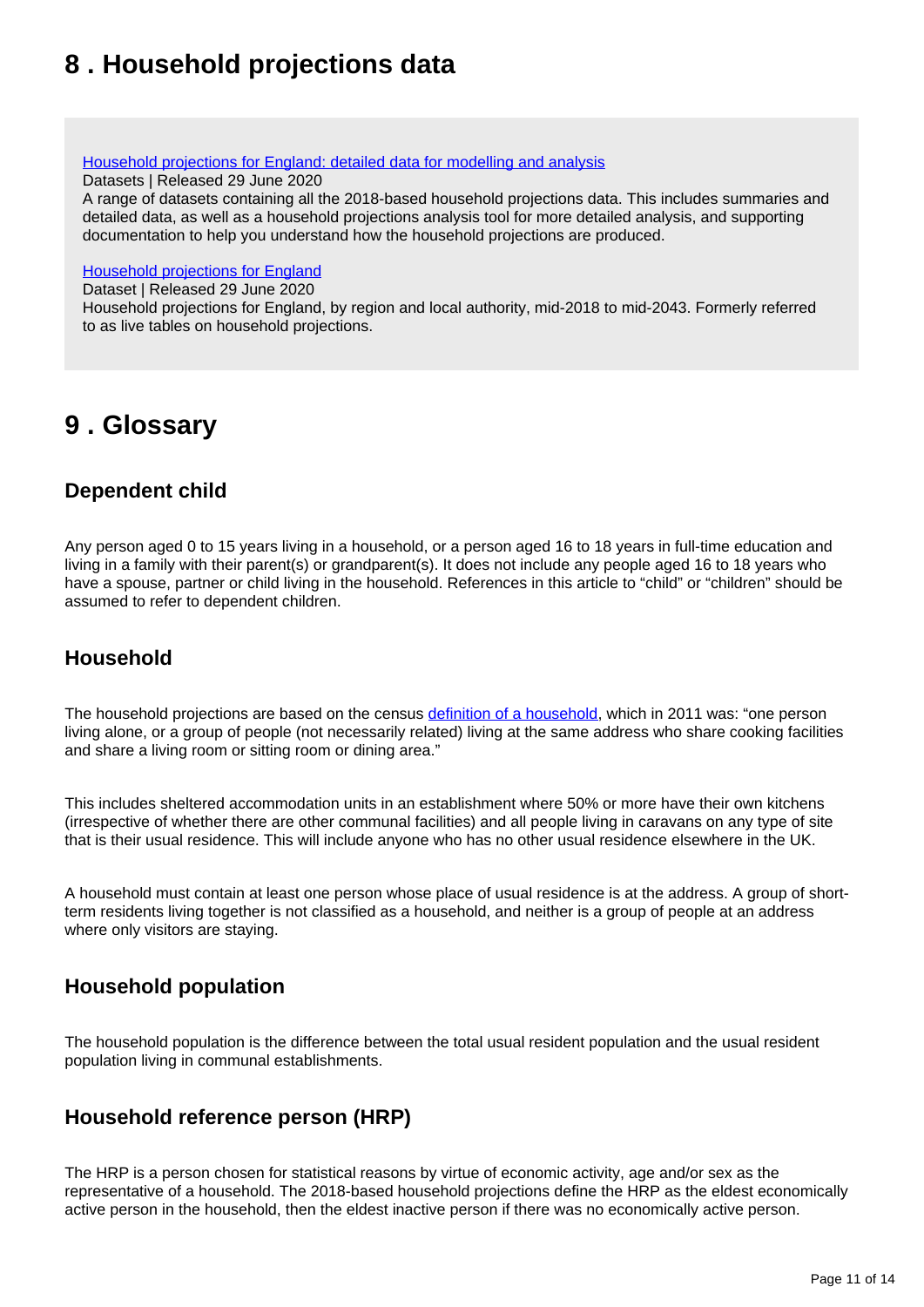## 8 . Household projections data

[Household projections for England: detailed data for modelling and analysis](#)
Datasets | Released 29 June 2020
A range of datasets containing all the 2018-based household projections data. This includes summaries and detailed data, as well as a household projections analysis tool for more detailed analysis, and supporting documentation to help you understand how the household projections are produced.

[Household projections for England](#)
Dataset | Released 29 June 2020
Household projections for England, by region and local authority, mid-2018 to mid-2043. Formerly referred to as live tables on household projections.

## 9 . Glossary

### Dependent child

Any person aged 0 to 15 years living in a household, or a person aged 16 to 18 years in full-time education and living in a family with their parent(s) or grandparent(s). It does not include any people aged 16 to 18 years who have a spouse, partner or child living in the household. References in this article to "child" or "children" should be assumed to refer to dependent children.

### Household

The household projections are based on the census [definition of a household](#), which in 2011 was: "one person living alone, or a group of people (not necessarily related) living at the same address who share cooking facilities and share a living room or sitting room or dining area."

This includes sheltered accommodation units in an establishment where 50% or more have their own kitchens (irrespective of whether there are other communal facilities) and all people living in caravans on any type of site that is their usual residence. This will include anyone who has no other usual residence elsewhere in the UK.

A household must contain at least one person whose place of usual residence is at the address. A group of short-term residents living together is not classified as a household, and neither is a group of people at an address where only visitors are staying.

### Household population

The household population is the difference between the total usual resident population and the usual resident population living in communal establishments.

### Household reference person (HRP)

The HRP is a person chosen for statistical reasons by virtue of economic activity, age and/or sex as the representative of a household. The 2018-based household projections define the HRP as the eldest economically active person in the household, then the eldest inactive person if there was no economically active person.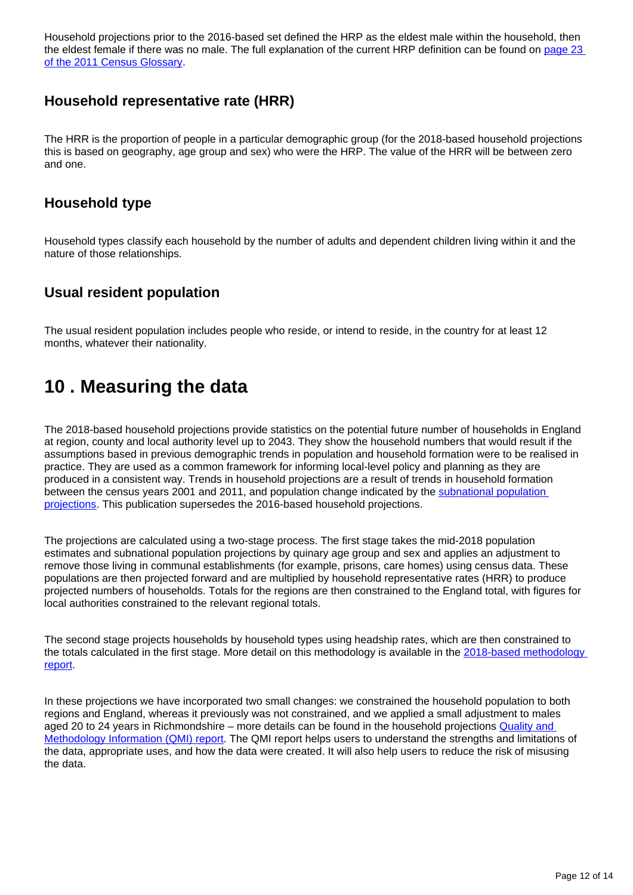Household projections prior to the 2016-based set defined the HRP as the eldest male within the household, then the eldest female if there was no male. The full explanation of the current HRP definition can be found on [page 23 of the 2011 Census Glossary](#).

### Household representative rate (HRR)

The HRR is the proportion of people in a particular demographic group (for the 2018-based household projections this is based on geography, age group and sex) who were the HRP. The value of the HRR will be between zero and one.

### Household type

Household types classify each household by the number of adults and dependent children living within it and the nature of those relationships.

### Usual resident population

The usual resident population includes people who reside, or intend to reside, in the country for at least 12 months, whatever their nationality.

## 10 . Measuring the data

The 2018-based household projections provide statistics on the potential future number of households in England at region, county and local authority level up to 2043. They show the household numbers that would result if the assumptions based in previous demographic trends in population and household formation were to be realised in practice. They are used as a common framework for informing local-level policy and planning as they are produced in a consistent way. Trends in household projections are a result of trends in household formation between the census years 2001 and 2011, and population change indicated by the [subnational population projections](#). This publication supersedes the 2016-based household projections.

The projections are calculated using a two-stage process. The first stage takes the mid-2018 population estimates and subnational population projections by quinary age group and sex and applies an adjustment to remove those living in communal establishments (for example, prisons, care homes) using census data. These populations are then projected forward and are multiplied by household representative rates (HRR) to produce projected numbers of households. Totals for the regions are then constrained to the England total, with figures for local authorities constrained to the relevant regional totals.

The second stage projects households by household types using headship rates, which are then constrained to the totals calculated in the first stage. More detail on this methodology is available in the [2018-based methodology report](#).

In these projections we have incorporated two small changes: we constrained the household population to both regions and England, whereas it previously was not constrained, and we applied a small adjustment to males aged 20 to 24 years in Richmondshire – more details can be found in the household projections [Quality and Methodology Information (QMI) report](#). The QMI report helps users to understand the strengths and limitations of the data, appropriate uses, and how the data were created. It will also help users to reduce the risk of misusing the data.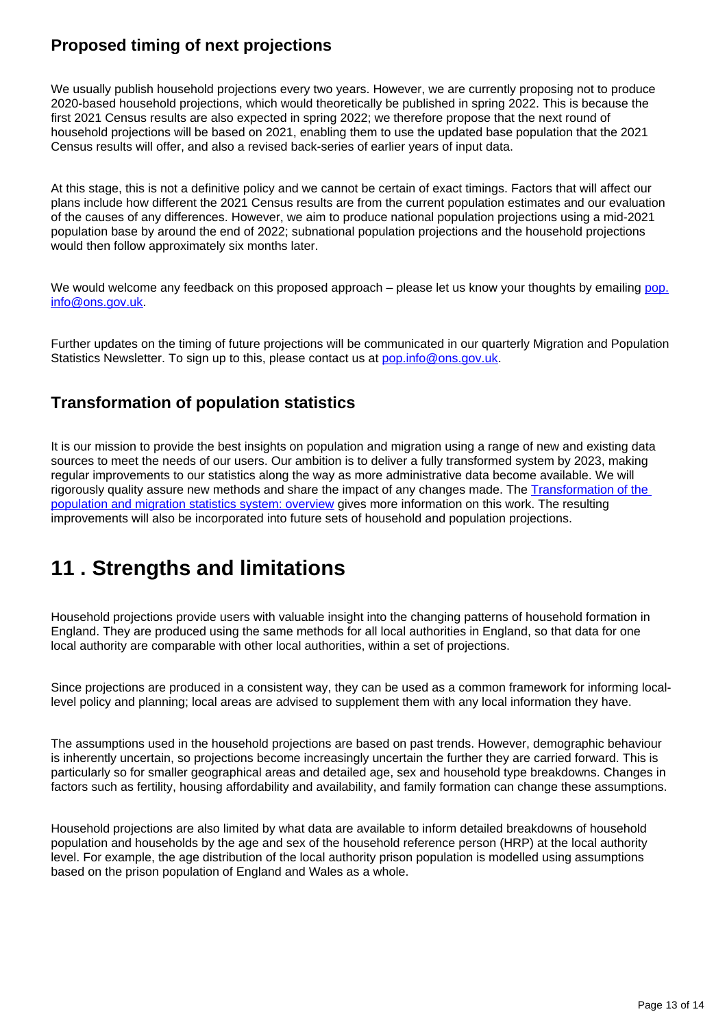### Proposed timing of next projections

We usually publish household projections every two years. However, we are currently proposing not to produce 2020-based household projections, which would theoretically be published in spring 2022. This is because the first 2021 Census results are also expected in spring 2022; we therefore propose that the next round of household projections will be based on 2021, enabling them to use the updated base population that the 2021 Census results will offer, and also a revised back-series of earlier years of input data.

At this stage, this is not a definitive policy and we cannot be certain of exact timings. Factors that will affect our plans include how different the 2021 Census results are from the current population estimates and our evaluation of the causes of any differences. However, we aim to produce national population projections using a mid-2021 population base by around the end of 2022; subnational population projections and the household projections would then follow approximately six months later.

We would welcome any feedback on this proposed approach – please let us know your thoughts by emailing [pop.info@ons.gov.uk](mailto:pop.info@ons.gov.uk).

Further updates on the timing of future projections will be communicated in our quarterly Migration and Population Statistics Newsletter. To sign up to this, please contact us at [pop.info@ons.gov.uk](mailto:pop.info@ons.gov.uk).

### Transformation of population statistics

It is our mission to provide the best insights on population and migration using a range of new and existing data sources to meet the needs of our users. Our ambition is to deliver a fully transformed system by 2023, making regular improvements to our statistics along the way as more administrative data become available. We will rigorously quality assure new methods and share the impact of any changes made. The [Transformation of the population and migration statistics system: overview]() gives more information on this work. The resulting improvements will also be incorporated into future sets of household and population projections.

## 11 . Strengths and limitations

Household projections provide users with valuable insight into the changing patterns of household formation in England. They are produced using the same methods for all local authorities in England, so that data for one local authority are comparable with other local authorities, within a set of projections.

Since projections are produced in a consistent way, they can be used as a common framework for informing local-level policy and planning; local areas are advised to supplement them with any local information they have.

The assumptions used in the household projections are based on past trends. However, demographic behaviour is inherently uncertain, so projections become increasingly uncertain the further they are carried forward. This is particularly so for smaller geographical areas and detailed age, sex and household type breakdowns. Changes in factors such as fertility, housing affordability and availability, and family formation can change these assumptions.

Household projections are also limited by what data are available to inform detailed breakdowns of household population and households by the age and sex of the household reference person (HRP) at the local authority level. For example, the age distribution of the local authority prison population is modelled using assumptions based on the prison population of England and Wales as a whole.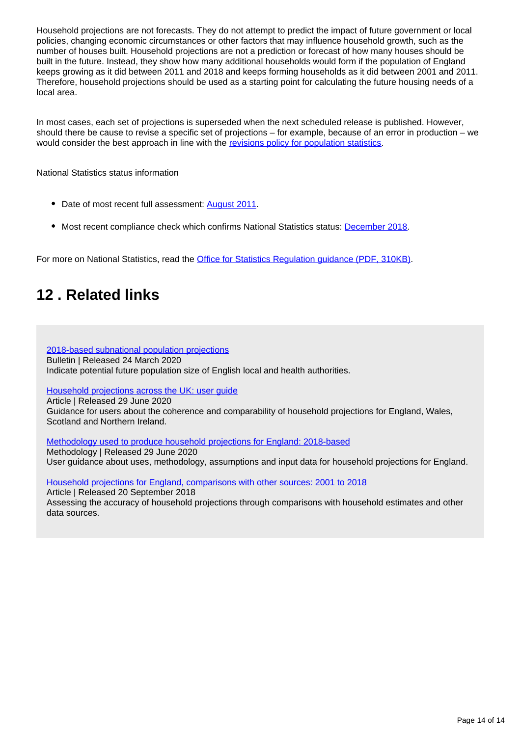Household projections are not forecasts. They do not attempt to predict the impact of future government or local policies, changing economic circumstances or other factors that may influence household growth, such as the number of houses built. Household projections are not a prediction or forecast of how many houses should be built in the future. Instead, they show how many additional households would form if the population of England keeps growing as it did between 2011 and 2018 and keeps forming households as it did between 2001 and 2011. Therefore, household projections should be used as a starting point for calculating the future housing needs of a local area.

In most cases, each set of projections is superseded when the next scheduled release is published. However, should there be cause to revise a specific set of projections – for example, because of an error in production – we would consider the best approach in line with the [revisions policy for population statistics](#).

National Statistics status information

- Date of most recent full assessment: [August 2011](#).
- Most recent compliance check which confirms National Statistics status: [December 2018](#).

For more on National Statistics, read the [Office for Statistics Regulation guidance (PDF, 310KB)](#).

## 12 . Related links

[2018-based subnational population projections](#)
Bulletin | Released 24 March 2020
Indicate potential future population size of English local and health authorities.

[Household projections across the UK: user guide](#)
Article | Released 29 June 2020
Guidance for users about the coherence and comparability of household projections for England, Wales, Scotland and Northern Ireland.

[Methodology used to produce household projections for England: 2018-based](#)
Methodology | Released 29 June 2020
User guidance about uses, methodology, assumptions and input data for household projections for England.

[Household projections for England, comparisons with other sources: 2001 to 2018](#)
Article | Released 20 September 2018
Assessing the accuracy of household projections through comparisons with household estimates and other data sources.